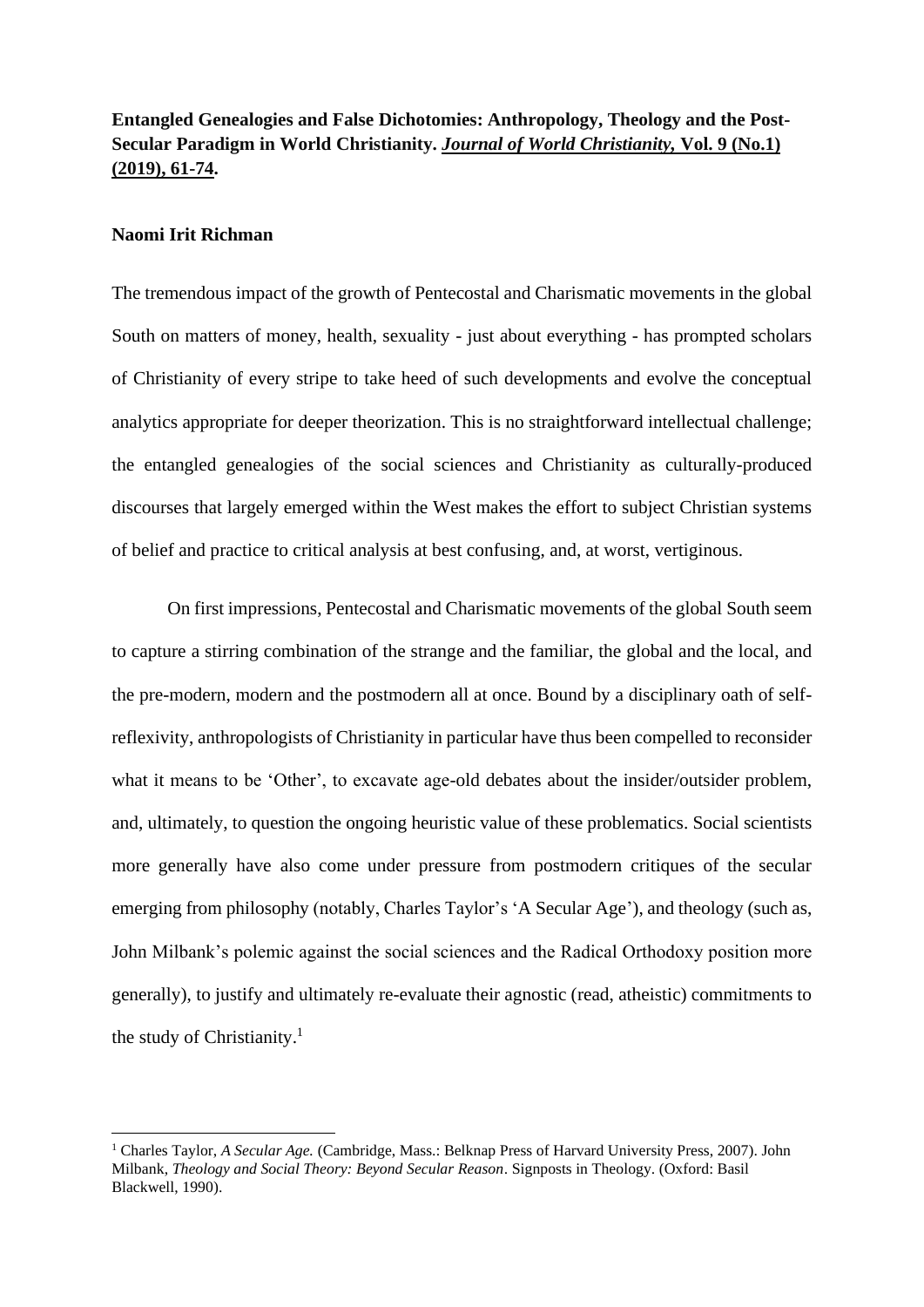**Entangled Genealogies and False Dichotomies: Anthropology, Theology and the Post-Secular Paradigm in World Christianity. *Journal of World Christianity,* Vol. 9 (No.1) (2019), 61-74.**

**Naomi Irit Richman**

The tremendous impact of the growth of Pentecostal and Charismatic movements in the global South on matters of money, health, sexuality - just about everything - has prompted scholars of Christianity of every stripe to take heed of such developments and evolve the conceptual analytics appropriate for deeper theorization. This is no straightforward intellectual challenge; the entangled genealogies of the social sciences and Christianity as culturally-produced discourses that largely emerged within the West makes the effort to subject Christian systems of belief and practice to critical analysis at best confusing, and, at worst, vertiginous.

On first impressions, Pentecostal and Charismatic movements of the global South seem to capture a stirring combination of the strange and the familiar, the global and the local, and the pre-modern, modern and the postmodern all at once. Bound by a disciplinary oath of self-reflexivity, anthropologists of Christianity in particular have thus been compelled to reconsider what it means to be 'Other', to excavate age-old debates about the insider/outsider problem, and, ultimately, to question the ongoing heuristic value of these problematics. Social scientists more generally have also come under pressure from postmodern critiques of the secular emerging from philosophy (notably, Charles Taylor's 'A Secular Age'), and theology (such as, John Milbank's polemic against the social sciences and the Radical Orthodoxy position more generally), to justify and ultimately re-evaluate their agnostic (read, atheistic) commitments to the study of Christianity.[1]

---

[1] Charles Taylor, *A Secular Age.* (Cambridge, Mass.: Belknap Press of Harvard University Press, 2007). John Milbank, *Theology and Social Theory: Beyond Secular Reason*. Signposts in Theology. (Oxford: Basil Blackwell, 1990).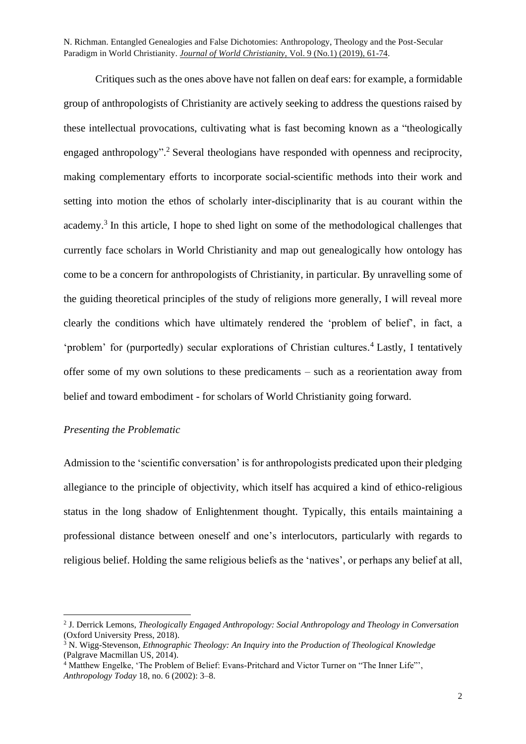Critiques such as the ones above have not fallen on deaf ears: for example, a formidable group of anthropologists of Christianity are actively seeking to address the questions raised by these intellectual provocations, cultivating what is fast becoming known as a "theologically engaged anthropology".[2] Several theologians have responded with openness and reciprocity, making complementary efforts to incorporate social-scientific methods into their work and setting into motion the ethos of scholarly inter-disciplinarity that is au courant within the academy.[3] In this article, I hope to shed light on some of the methodological challenges that currently face scholars in World Christianity and map out genealogically how ontology has come to be a concern for anthropologists of Christianity, in particular. By unravelling some of the guiding theoretical principles of the study of religions more generally, I will reveal more clearly the conditions which have ultimately rendered the 'problem of belief', in fact, a 'problem' for (purportedly) secular explorations of Christian cultures.[4] Lastly, I tentatively offer some of my own solutions to these predicaments – such as a reorientation away from belief and toward embodiment - for scholars of World Christianity going forward.

*Presenting the Problematic*

Admission to the 'scientific conversation' is for anthropologists predicated upon their pledging allegiance to the principle of objectivity, which itself has acquired a kind of ethico-religious status in the long shadow of Enlightenment thought. Typically, this entails maintaining a professional distance between oneself and one's interlocutors, particularly with regards to religious belief. Holding the same religious beliefs as the 'natives', or perhaps any belief at all,

---

[2] J. Derrick Lemons, *Theologically Engaged Anthropology: Social Anthropology and Theology in Conversation* (Oxford University Press, 2018).

[3] N. Wigg-Stevenson, *Ethnographic Theology: An Inquiry into the Production of Theological Knowledge* (Palgrave Macmillan US, 2014).

[4] Matthew Engelke, 'The Problem of Belief: Evans-Pritchard and Victor Turner on "The Inner Life"', *Anthropology Today* 18, no. 6 (2002): 3–8.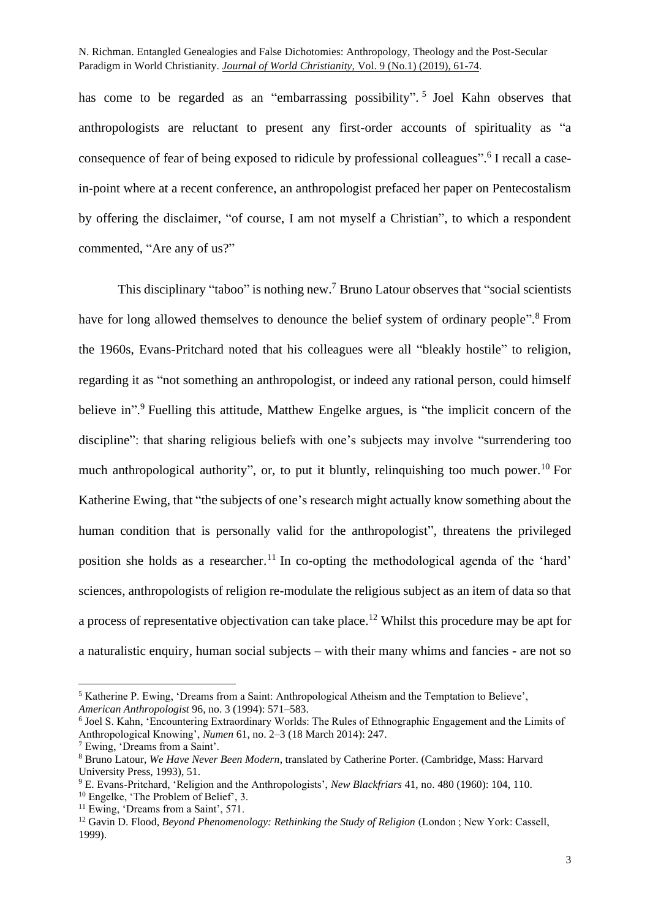has come to be regarded as an "embarrassing possibility".[5] Joel Kahn observes that anthropologists are reluctant to present any first-order accounts of spirituality as "a consequence of fear of being exposed to ridicule by professional colleagues".[6] I recall a case-in-point where at a recent conference, an anthropologist prefaced her paper on Pentecostalism by offering the disclaimer, "of course, I am not myself a Christian", to which a respondent commented, "Are any of us?"

This disciplinary "taboo" is nothing new.[7] Bruno Latour observes that "social scientists have for long allowed themselves to denounce the belief system of ordinary people".[8] From the 1960s, Evans-Pritchard noted that his colleagues were all "bleakly hostile" to religion, regarding it as "not something an anthropologist, or indeed any rational person, could himself believe in".[9] Fuelling this attitude, Matthew Engelke argues, is "the implicit concern of the discipline": that sharing religious beliefs with one's subjects may involve "surrendering too much anthropological authority", or, to put it bluntly, relinquishing too much power.[10] For Katherine Ewing, that "the subjects of one's research might actually know something about the human condition that is personally valid for the anthropologist", threatens the privileged position she holds as a researcher.[11] In co-opting the methodological agenda of the 'hard' sciences, anthropologists of religion re-modulate the religious subject as an item of data so that a process of representative objectivation can take place.[12] Whilst this procedure may be apt for a naturalistic enquiry, human social subjects – with their many whims and fancies - are not so

---

[5] Katherine P. Ewing, 'Dreams from a Saint: Anthropological Atheism and the Temptation to Believe', *American Anthropologist* 96, no. 3 (1994): 571–583.

[6] Joel S. Kahn, 'Encountering Extraordinary Worlds: The Rules of Ethnographic Engagement and the Limits of Anthropological Knowing', *Numen* 61, no. 2–3 (18 March 2014): 247.

[7] Ewing, 'Dreams from a Saint'.

[8] Bruno Latour, *We Have Never Been Modern*, translated by Catherine Porter. (Cambridge, Mass: Harvard University Press, 1993), 51.

[9] E. Evans-Pritchard, 'Religion and the Anthropologists', *New Blackfriars* 41, no. 480 (1960): 104, 110.

[10] Engelke, 'The Problem of Belief', 3.

[11] Ewing, 'Dreams from a Saint', 571.

[12] Gavin D. Flood, *Beyond Phenomenology: Rethinking the Study of Religion* (London ; New York: Cassell, 1999).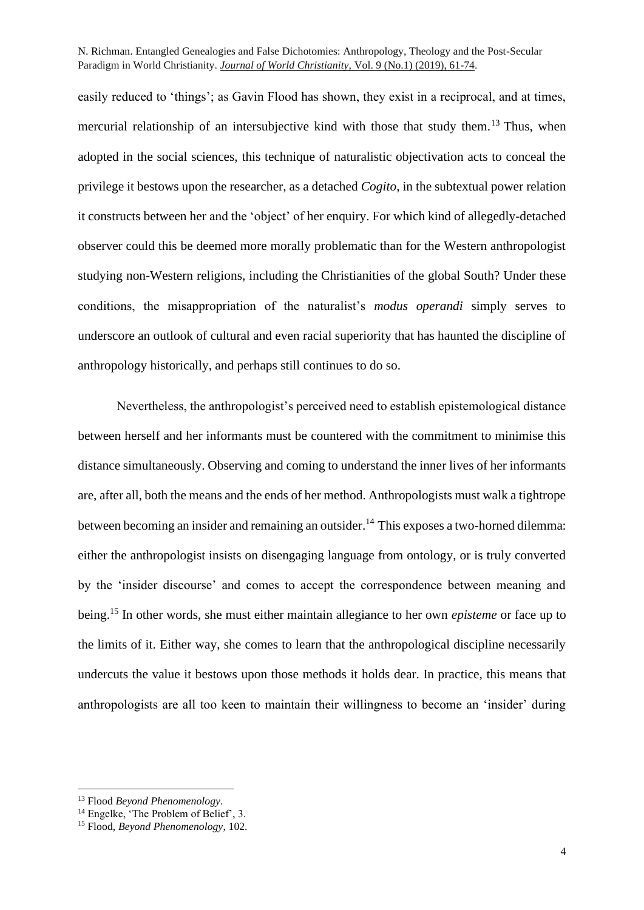easily reduced to 'things'; as Gavin Flood has shown, they exist in a reciprocal, and at times, mercurial relationship of an intersubjective kind with those that study them.[13] Thus, when adopted in the social sciences, this technique of naturalistic objectivation acts to conceal the privilege it bestows upon the researcher, as a detached *Cogito*, in the subtextual power relation it constructs between her and the 'object' of her enquiry. For which kind of allegedly-detached observer could this be deemed more morally problematic than for the Western anthropologist studying non-Western religions, including the Christianities of the global South? Under these conditions, the misappropriation of the naturalist's *modus operandi* simply serves to underscore an outlook of cultural and even racial superiority that has haunted the discipline of anthropology historically, and perhaps still continues to do so.

Nevertheless, the anthropologist's perceived need to establish epistemological distance between herself and her informants must be countered with the commitment to minimise this distance simultaneously. Observing and coming to understand the inner lives of her informants are, after all, both the means and the ends of her method. Anthropologists must walk a tightrope between becoming an insider and remaining an outsider.[14] This exposes a two-horned dilemma: either the anthropologist insists on disengaging language from ontology, or is truly converted by the 'insider discourse' and comes to accept the correspondence between meaning and being.[15] In other words, she must either maintain allegiance to her own *episteme* or face up to the limits of it. Either way, she comes to learn that the anthropological discipline necessarily undercuts the value it bestows upon those methods it holds dear. In practice, this means that anthropologists are all too keen to maintain their willingness to become an 'insider' during

---

[13] Flood *Beyond Phenomenology*.

[14] Engelke, 'The Problem of Belief', 3.

[15] Flood, *Beyond Phenomenology*, 102.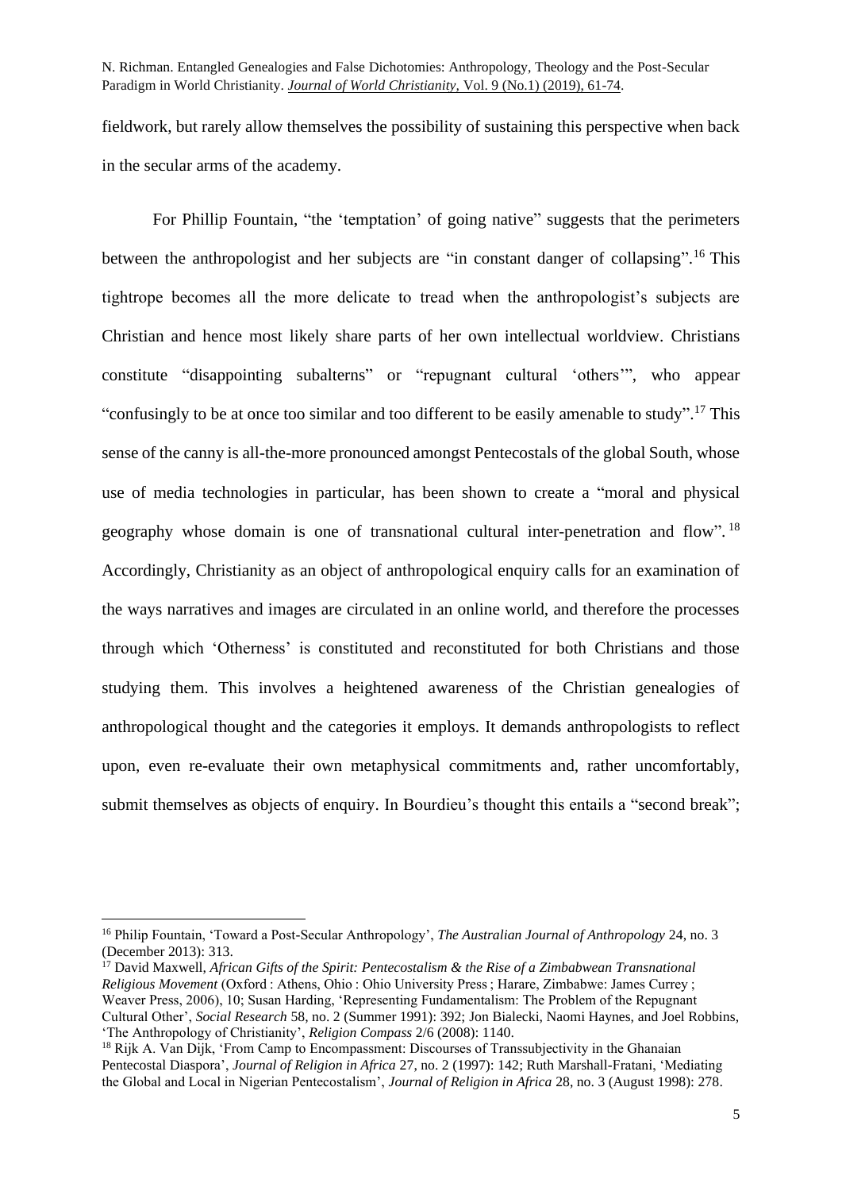fieldwork, but rarely allow themselves the possibility of sustaining this perspective when back in the secular arms of the academy.

For Phillip Fountain, "the 'temptation' of going native" suggests that the perimeters between the anthropologist and her subjects are "in constant danger of collapsing".[16] This tightrope becomes all the more delicate to tread when the anthropologist's subjects are Christian and hence most likely share parts of her own intellectual worldview. Christians constitute "disappointing subalterns" or "repugnant cultural 'others'", who appear "confusingly to be at once too similar and too different to be easily amenable to study".[17] This sense of the canny is all-the-more pronounced amongst Pentecostals of the global South, whose use of media technologies in particular, has been shown to create a "moral and physical geography whose domain is one of transnational cultural inter-penetration and flow".[18] Accordingly, Christianity as an object of anthropological enquiry calls for an examination of the ways narratives and images are circulated in an online world, and therefore the processes through which 'Otherness' is constituted and reconstituted for both Christians and those studying them. This involves a heightened awareness of the Christian genealogies of anthropological thought and the categories it employs. It demands anthropologists to reflect upon, even re-evaluate their own metaphysical commitments and, rather uncomfortably, submit themselves as objects of enquiry. In Bourdieu's thought this entails a "second break";

---

[16] Philip Fountain, 'Toward a Post-Secular Anthropology', *The Australian Journal of Anthropology* 24, no. 3 (December 2013): 313.

[17] David Maxwell, *African Gifts of the Spirit: Pentecostalism & the Rise of a Zimbabwean Transnational Religious Movement* (Oxford : Athens, Ohio : Ohio University Press ; Harare, Zimbabwe: James Currey ; Weaver Press, 2006), 10; Susan Harding, 'Representing Fundamentalism: The Problem of the Repugnant Cultural Other', *Social Research* 58, no. 2 (Summer 1991): 392; Jon Bialecki, Naomi Haynes, and Joel Robbins, 'The Anthropology of Christianity', *Religion Compass* 2/6 (2008): 1140.

[18] Rijk A. Van Dijk, 'From Camp to Encompassment: Discourses of Transsubjectivity in the Ghanaian Pentecostal Diaspora', *Journal of Religion in Africa* 27, no. 2 (1997): 142; Ruth Marshall-Fratani, 'Mediating the Global and Local in Nigerian Pentecostalism', *Journal of Religion in Africa* 28, no. 3 (August 1998): 278.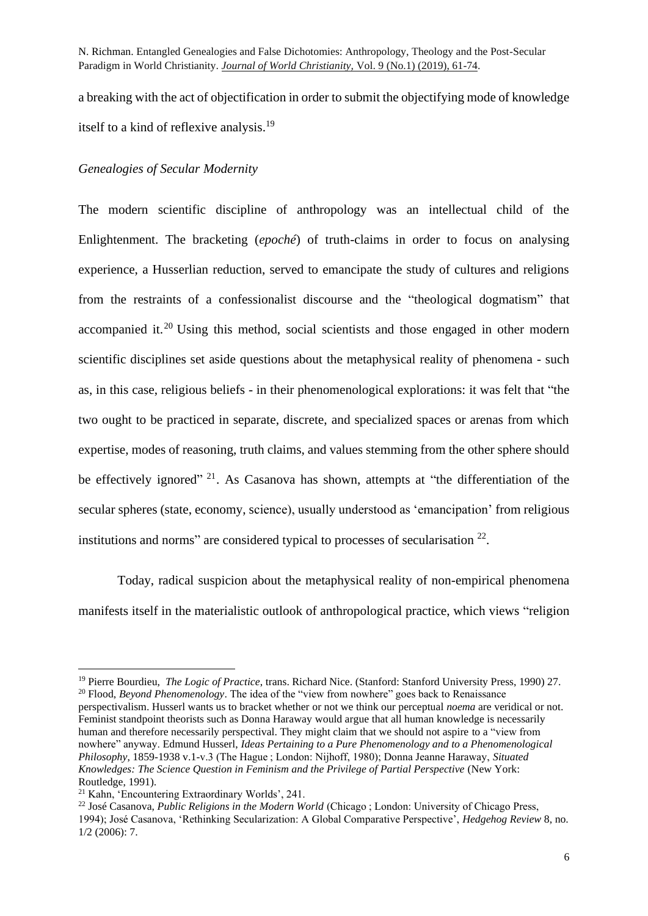a breaking with the act of objectification in order to submit the objectifying mode of knowledge itself to a kind of reflexive analysis.[19]

*Genealogies of Secular Modernity*

The modern scientific discipline of anthropology was an intellectual child of the Enlightenment. The bracketing (*epoché*) of truth-claims in order to focus on analysing experience, a Husserlian reduction, served to emancipate the study of cultures and religions from the restraints of a confessionalist discourse and the "theological dogmatism" that accompanied it.[20] Using this method, social scientists and those engaged in other modern scientific disciplines set aside questions about the metaphysical reality of phenomena - such as, in this case, religious beliefs - in their phenomenological explorations: it was felt that "the two ought to be practiced in separate, discrete, and specialized spaces or arenas from which expertise, modes of reasoning, truth claims, and values stemming from the other sphere should be effectively ignored" [21]. As Casanova has shown, attempts at "the differentiation of the secular spheres (state, economy, science), usually understood as 'emancipation' from religious institutions and norms" are considered typical to processes of secularisation [22].

Today, radical suspicion about the metaphysical reality of non-empirical phenomena manifests itself in the materialistic outlook of anthropological practice, which views "religion

---

[19] Pierre Bourdieu, *The Logic of Practice*, trans. Richard Nice. (Stanford: Stanford University Press, 1990) 27.

[20] Flood, *Beyond Phenomenology*. The idea of the "view from nowhere" goes back to Renaissance perspectivalism. Husserl wants us to bracket whether or not we think our perceptual *noema* are veridical or not. Feminist standpoint theorists such as Donna Haraway would argue that all human knowledge is necessarily human and therefore necessarily perspectival. They might claim that we should not aspire to a "view from nowhere" anyway. Edmund Husserl, *Ideas Pertaining to a Pure Phenomenology and to a Phenomenological Philosophy*, 1859-1938 v.1-v.3 (The Hague ; London: Nijhoff, 1980); Donna Jeanne Haraway, *Situated Knowledges: The Science Question in Feminism and the Privilege of Partial Perspective* (New York: Routledge, 1991).

[21] Kahn, 'Encountering Extraordinary Worlds', 241.

[22] José Casanova, *Public Religions in the Modern World* (Chicago ; London: University of Chicago Press, 1994); José Casanova, 'Rethinking Secularization: A Global Comparative Perspective', *Hedgehog Review* 8, no. 1/2 (2006): 7.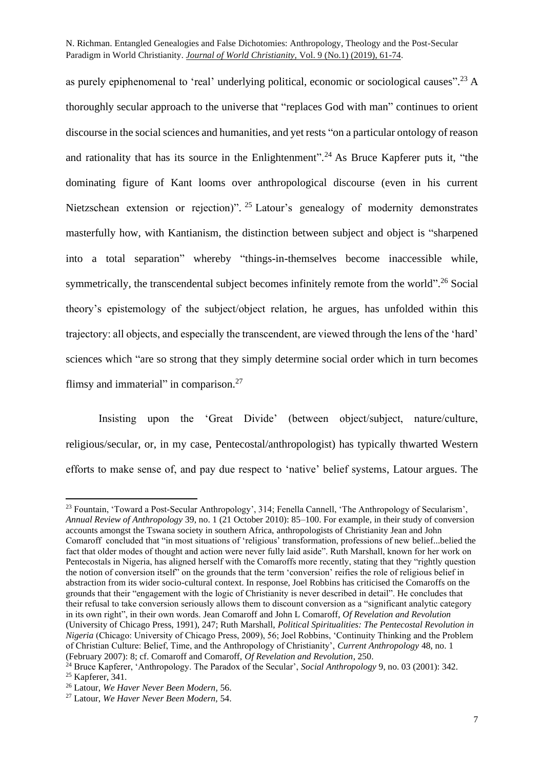as purely epiphenomenal to 'real' underlying political, economic or sociological causes".[23] A thoroughly secular approach to the universe that "replaces God with man" continues to orient discourse in the social sciences and humanities, and yet rests "on a particular ontology of reason and rationality that has its source in the Enlightenment".[24] As Bruce Kapferer puts it, "the dominating figure of Kant looms over anthropological discourse (even in his current Nietzschean extension or rejection)".[25] Latour's genealogy of modernity demonstrates masterfully how, with Kantianism, the distinction between subject and object is "sharpened into a total separation" whereby "things-in-themselves become inaccessible while, symmetrically, the transcendental subject becomes infinitely remote from the world".[26] Social theory's epistemology of the subject/object relation, he argues, has unfolded within this trajectory: all objects, and especially the transcendent, are viewed through the lens of the 'hard' sciences which "are so strong that they simply determine social order which in turn becomes flimsy and immaterial" in comparison.[27]

Insisting upon the 'Great Divide' (between object/subject, nature/culture, religious/secular, or, in my case, Pentecostal/anthropologist) has typically thwarted Western efforts to make sense of, and pay due respect to 'native' belief systems, Latour argues. The

---

[23] Fountain, 'Toward a Post-Secular Anthropology', 314; Fenella Cannell, 'The Anthropology of Secularism', *Annual Review of Anthropology* 39, no. 1 (21 October 2010): 85–100. For example, in their study of conversion accounts amongst the Tswana society in southern Africa, anthropologists of Christianity Jean and John Comaroff concluded that "in most situations of 'religious' transformation, professions of new belief...belied the fact that older modes of thought and action were never fully laid aside". Ruth Marshall, known for her work on Pentecostals in Nigeria, has aligned herself with the Comaroffs more recently, stating that they "rightly question the notion of conversion itself" on the grounds that the term 'conversion' reifies the role of religious belief in abstraction from its wider socio-cultural context. In response, Joel Robbins has criticised the Comaroffs on the grounds that their "engagement with the logic of Christianity is never described in detail". He concludes that their refusal to take conversion seriously allows them to discount conversion as a "significant analytic category in its own right", in their own words. Jean Comaroff and John L Comaroff, *Of Revelation and Revolution* (University of Chicago Press, 1991), 247; Ruth Marshall, *Political Spiritualities: The Pentecostal Revolution in Nigeria* (Chicago: University of Chicago Press, 2009), 56; Joel Robbins, 'Continuity Thinking and the Problem of Christian Culture: Belief, Time, and the Anthropology of Christianity', *Current Anthropology* 48, no. 1 (February 2007): 8; cf. Comaroff and Comaroff, *Of Revelation and Revolution*, 250.

[24] Bruce Kapferer, 'Anthropology. The Paradox of the Secular', *Social Anthropology* 9, no. 03 (2001): 342.

[25] Kapferer, 341.

[26] Latour, *We Haver Never Been Modern*, 56.

[27] Latour, *We Haver Never Been Modern*, 54.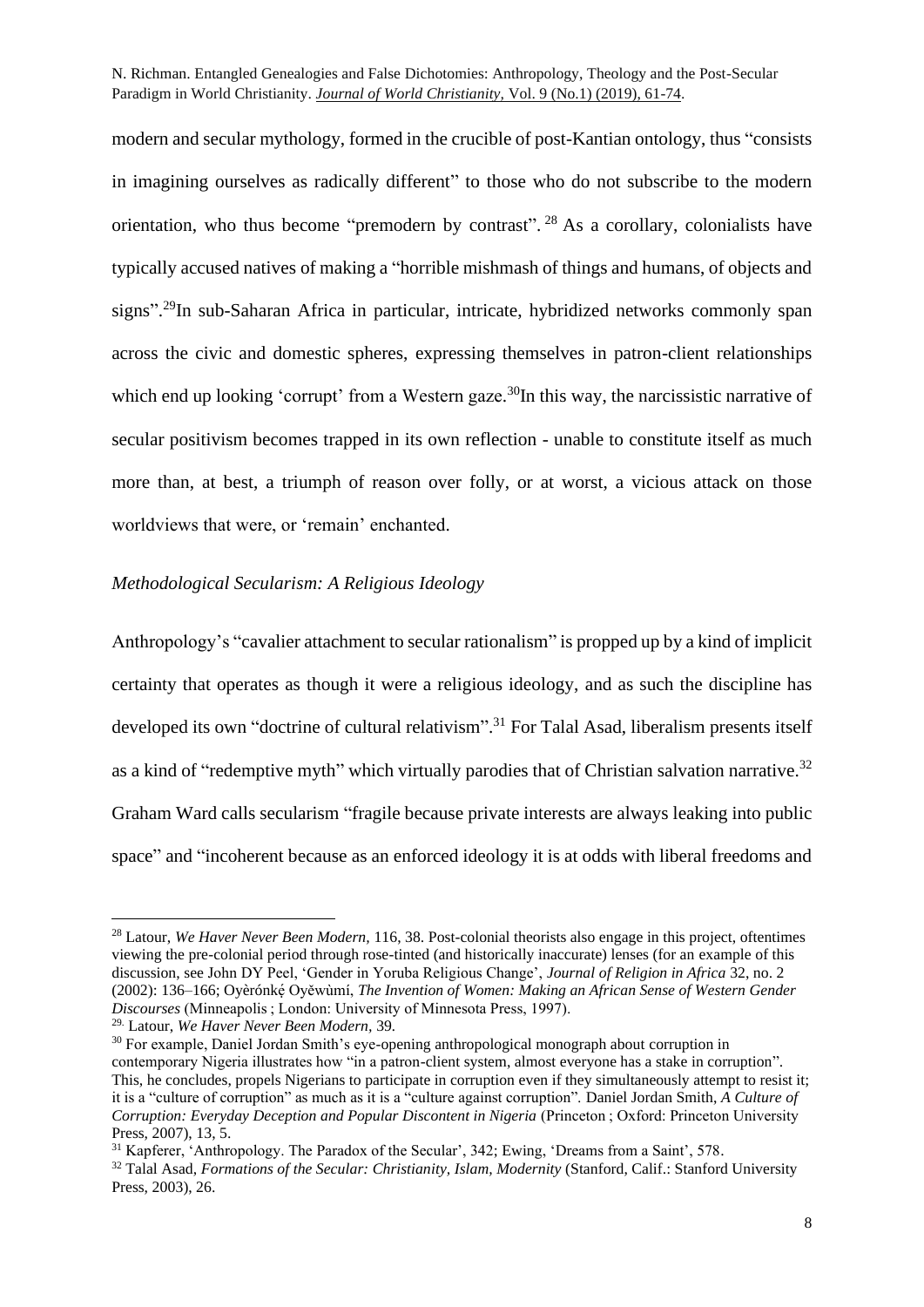modern and secular mythology, formed in the crucible of post-Kantian ontology, thus "consists in imagining ourselves as radically different" to those who do not subscribe to the modern orientation, who thus become "premodern by contrast".[28] As a corollary, colonialists have typically accused natives of making a "horrible mishmash of things and humans, of objects and signs".[29]In sub-Saharan Africa in particular, intricate, hybridized networks commonly span across the civic and domestic spheres, expressing themselves in patron-client relationships which end up looking 'corrupt' from a Western gaze.[30]In this way, the narcissistic narrative of secular positivism becomes trapped in its own reflection - unable to constitute itself as much more than, at best, a triumph of reason over folly, or at worst, a vicious attack on those worldviews that were, or 'remain' enchanted.

*Methodological Secularism: A Religious Ideology*

Anthropology's "cavalier attachment to secular rationalism" is propped up by a kind of implicit certainty that operates as though it were a religious ideology, and as such the discipline has developed its own "doctrine of cultural relativism".[31] For Talal Asad, liberalism presents itself as a kind of "redemptive myth" which virtually parodies that of Christian salvation narrative.[32] Graham Ward calls secularism "fragile because private interests are always leaking into public space" and "incoherent because as an enforced ideology it is at odds with liberal freedoms and

---

[28] Latour, *We Haver Never Been Modern,* 116, 38. Post-colonial theorists also engage in this project, oftentimes viewing the pre-colonial period through rose-tinted (and historically inaccurate) lenses (for an example of this discussion, see John DY Peel, 'Gender in Yoruba Religious Change', *Journal of Religion in Africa* 32, no. 2 (2002): 136–166; Oyèrónkẹ́ Oyěwùmí, *The Invention of Women: Making an African Sense of Western Gender Discourses* (Minneapolis ; London: University of Minnesota Press, 1997).

[29] Latour, *We Haver Never Been Modern,* 39.

[30] For example, Daniel Jordan Smith's eye-opening anthropological monograph about corruption in contemporary Nigeria illustrates how "in a patron-client system, almost everyone has a stake in corruption". This, he concludes, propels Nigerians to participate in corruption even if they simultaneously attempt to resist it; it is a "culture of corruption" as much as it is a "culture against corruption". Daniel Jordan Smith, *A Culture of Corruption: Everyday Deception and Popular Discontent in Nigeria* (Princeton ; Oxford: Princeton University Press, 2007), 13, 5.

[31] Kapferer, 'Anthropology. The Paradox of the Secular', 342; Ewing, 'Dreams from a Saint', 578.

[32] Talal Asad, *Formations of the Secular: Christianity, Islam, Modernity* (Stanford, Calif.: Stanford University Press, 2003), 26.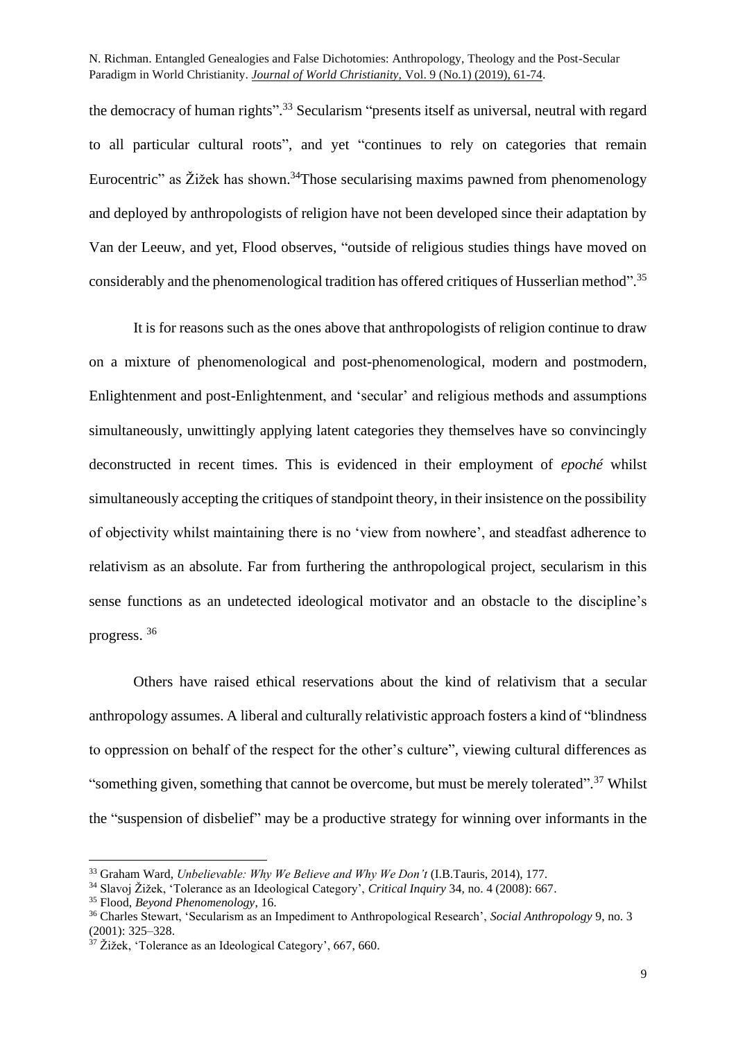the democracy of human rights".[33] Secularism "presents itself as universal, neutral with regard to all particular cultural roots", and yet "continues to rely on categories that remain Eurocentric" as Žižek has shown.[34]Those secularising maxims pawned from phenomenology and deployed by anthropologists of religion have not been developed since their adaptation by Van der Leeuw, and yet, Flood observes, "outside of religious studies things have moved on considerably and the phenomenological tradition has offered critiques of Husserlian method".[35]

It is for reasons such as the ones above that anthropologists of religion continue to draw on a mixture of phenomenological and post-phenomenological, modern and postmodern, Enlightenment and post-Enlightenment, and 'secular' and religious methods and assumptions simultaneously, unwittingly applying latent categories they themselves have so convincingly deconstructed in recent times. This is evidenced in their employment of *epoché* whilst simultaneously accepting the critiques of standpoint theory, in their insistence on the possibility of objectivity whilst maintaining there is no 'view from nowhere', and steadfast adherence to relativism as an absolute. Far from furthering the anthropological project, secularism in this sense functions as an undetected ideological motivator and an obstacle to the discipline's progress. [36]

Others have raised ethical reservations about the kind of relativism that a secular anthropology assumes. A liberal and culturally relativistic approach fosters a kind of "blindness to oppression on behalf of the respect for the other's culture", viewing cultural differences as "something given, something that cannot be overcome, but must be merely tolerated".[37] Whilst the "suspension of disbelief" may be a productive strategy for winning over informants in the

---

[33] Graham Ward, *Unbelievable: Why We Believe and Why We Don't* (I.B.Tauris, 2014), 177.

[34] Slavoj Žižek, 'Tolerance as an Ideological Category', *Critical Inquiry* 34, no. 4 (2008): 667.

[35] Flood, *Beyond Phenomenology*, 16.

[36] Charles Stewart, 'Secularism as an Impediment to Anthropological Research', *Social Anthropology* 9, no. 3 (2001): 325–328.

[37] Žižek, 'Tolerance as an Ideological Category', 667, 660.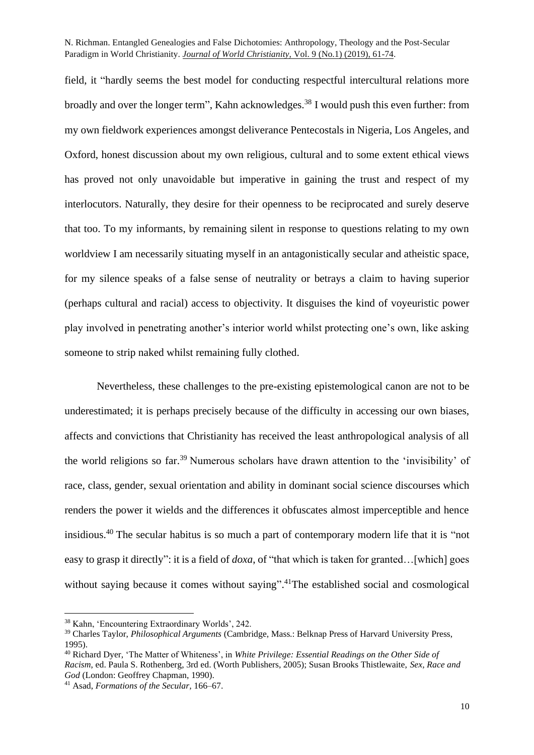field, it "hardly seems the best model for conducting respectful intercultural relations more broadly and over the longer term", Kahn acknowledges.[38] I would push this even further: from my own fieldwork experiences amongst deliverance Pentecostals in Nigeria, Los Angeles, and Oxford, honest discussion about my own religious, cultural and to some extent ethical views has proved not only unavoidable but imperative in gaining the trust and respect of my interlocutors. Naturally, they desire for their openness to be reciprocated and surely deserve that too. To my informants, by remaining silent in response to questions relating to my own worldview I am necessarily situating myself in an antagonistically secular and atheistic space, for my silence speaks of a false sense of neutrality or betrays a claim to having superior (perhaps cultural and racial) access to objectivity. It disguises the kind of voyeuristic power play involved in penetrating another's interior world whilst protecting one's own, like asking someone to strip naked whilst remaining fully clothed.

Nevertheless, these challenges to the pre-existing epistemological canon are not to be underestimated; it is perhaps precisely because of the difficulty in accessing our own biases, affects and convictions that Christianity has received the least anthropological analysis of all the world religions so far.[39] Numerous scholars have drawn attention to the 'invisibility' of race, class, gender, sexual orientation and ability in dominant social science discourses which renders the power it wields and the differences it obfuscates almost imperceptible and hence insidious.[40] The secular habitus is so much a part of contemporary modern life that it is "not easy to grasp it directly": it is a field of *doxa*, of "that which is taken for granted…[which] goes without saying because it comes without saying".[41]The established social and cosmological

---

[38] Kahn, 'Encountering Extraordinary Worlds', 242.

[39] Charles Taylor, *Philosophical Arguments* (Cambridge, Mass.: Belknap Press of Harvard University Press, 1995).

[40] Richard Dyer, 'The Matter of Whiteness', in *White Privilege: Essential Readings on the Other Side of Racism*, ed. Paula S. Rothenberg, 3rd ed. (Worth Publishers, 2005); Susan Brooks Thistlewaite, *Sex, Race and God* (London: Geoffrey Chapman, 1990).

[41] Asad, *Formations of the Secular*, 166–67.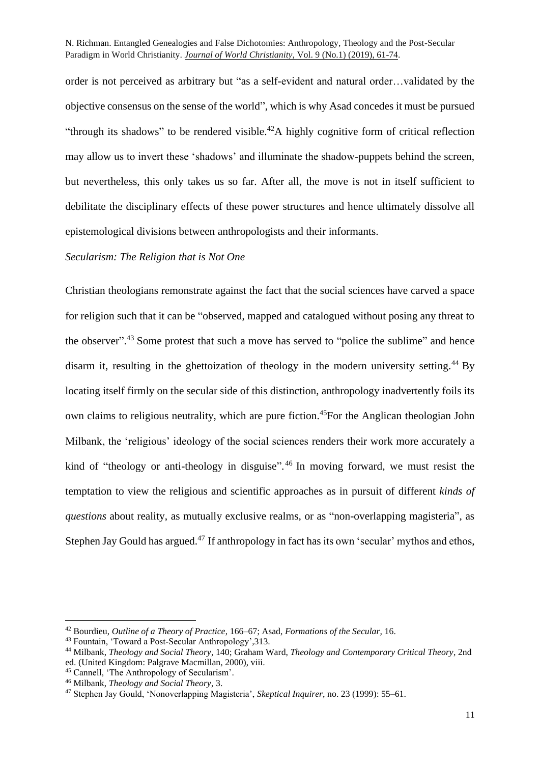order is not perceived as arbitrary but "as a self-evident and natural order…validated by the objective consensus on the sense of the world", which is why Asad concedes it must be pursued "through its shadows" to be rendered visible.[42]A highly cognitive form of critical reflection may allow us to invert these 'shadows' and illuminate the shadow-puppets behind the screen, but nevertheless, this only takes us so far. After all, the move is not in itself sufficient to debilitate the disciplinary effects of these power structures and hence ultimately dissolve all epistemological divisions between anthropologists and their informants.

*Secularism: The Religion that is Not One*

Christian theologians remonstrate against the fact that the social sciences have carved a space for religion such that it can be "observed, mapped and catalogued without posing any threat to the observer".[43] Some protest that such a move has served to "police the sublime" and hence disarm it, resulting in the ghettoization of theology in the modern university setting.[44] By locating itself firmly on the secular side of this distinction, anthropology inadvertently foils its own claims to religious neutrality, which are pure fiction.[45]For the Anglican theologian John Milbank, the 'religious' ideology of the social sciences renders their work more accurately a kind of "theology or anti-theology in disguise".[46] In moving forward, we must resist the temptation to view the religious and scientific approaches as in pursuit of different *kinds of questions* about reality, as mutually exclusive realms, or as "non-overlapping magisteria", as Stephen Jay Gould has argued.[47] If anthropology in fact has its own 'secular' mythos and ethos,

---

[42] Bourdieu, *Outline of a Theory of Practice*, 166–67; Asad, *Formations of the Secular*, 16.

[43] Fountain, 'Toward a Post-Secular Anthropology',313.

[44] Milbank, *Theology and Social Theory*, 140; Graham Ward, *Theology and Contemporary Critical Theory*, 2nd ed. (United Kingdom: Palgrave Macmillan, 2000), viii.

[45] Cannell, 'The Anthropology of Secularism'.

[46] Milbank, *Theology and Social Theory*, 3.

[47] Stephen Jay Gould, 'Nonoverlapping Magisteria', *Skeptical Inquirer*, no. 23 (1999): 55–61.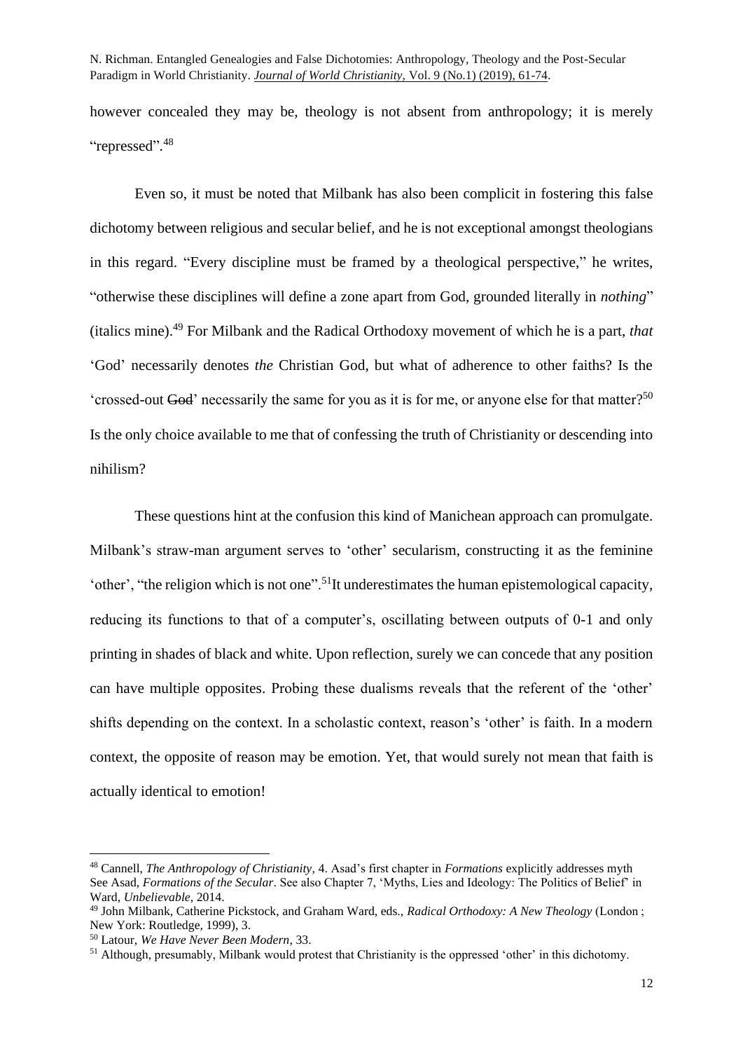however concealed they may be, theology is not absent from anthropology; it is merely "repressed".[48]

Even so, it must be noted that Milbank has also been complicit in fostering this false dichotomy between religious and secular belief, and he is not exceptional amongst theologians in this regard. "Every discipline must be framed by a theological perspective," he writes, "otherwise these disciplines will define a zone apart from God, grounded literally in *nothing*" (italics mine).[49] For Milbank and the Radical Orthodoxy movement of which he is a part, *that* 'God' necessarily denotes *the* Christian God, but what of adherence to other faiths? Is the 'crossed-out ~~God~~' necessarily the same for you as it is for me, or anyone else for that matter?[50] Is the only choice available to me that of confessing the truth of Christianity or descending into nihilism?

These questions hint at the confusion this kind of Manichean approach can promulgate. Milbank's straw-man argument serves to 'other' secularism, constructing it as the feminine 'other', "the religion which is not one".[51] It underestimates the human epistemological capacity, reducing its functions to that of a computer's, oscillating between outputs of 0-1 and only printing in shades of black and white. Upon reflection, surely we can concede that any position can have multiple opposites. Probing these dualisms reveals that the referent of the 'other' shifts depending on the context. In a scholastic context, reason's 'other' is faith. In a modern context, the opposite of reason may be emotion. Yet, that would surely not mean that faith is actually identical to emotion!

---

[48] Cannell, *The Anthropology of Christianity*, 4. Asad's first chapter in *Formations* explicitly addresses myth See Asad, *Formations of the Secular*. See also Chapter 7, 'Myths, Lies and Ideology: The Politics of Belief' in Ward, *Unbelievable*, 2014.

[49] John Milbank, Catherine Pickstock, and Graham Ward, eds., *Radical Orthodoxy: A New Theology* (London ; New York: Routledge, 1999), 3.

[50] Latour, *We Have Never Been Modern*, 33.

[51] Although, presumably, Milbank would protest that Christianity is the oppressed 'other' in this dichotomy.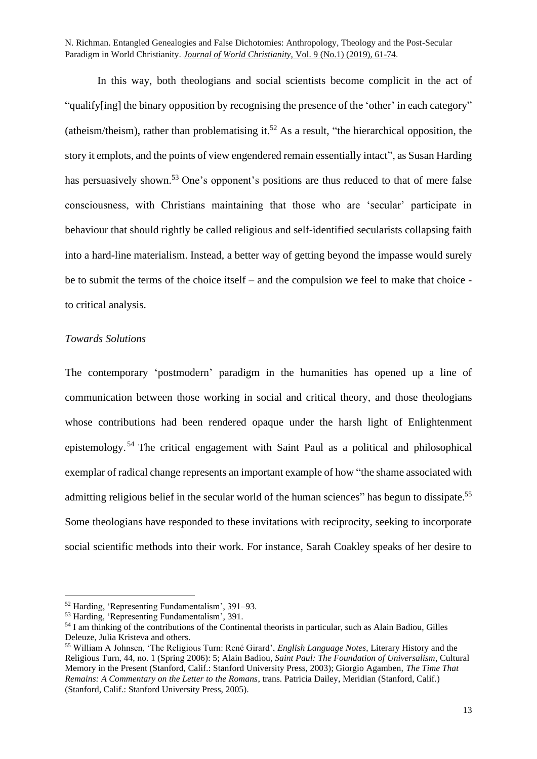In this way, both theologians and social scientists become complicit in the act of "qualify[ing] the binary opposition by recognising the presence of the 'other' in each category" (atheism/theism), rather than problematising it.[52] As a result, "the hierarchical opposition, the story it emplots, and the points of view engendered remain essentially intact", as Susan Harding has persuasively shown.[53] One's opponent's positions are thus reduced to that of mere false consciousness, with Christians maintaining that those who are 'secular' participate in behaviour that should rightly be called religious and self-identified secularists collapsing faith into a hard-line materialism. Instead, a better way of getting beyond the impasse would surely be to submit the terms of the choice itself – and the compulsion we feel to make that choice - to critical analysis.

*Towards Solutions*

The contemporary 'postmodern' paradigm in the humanities has opened up a line of communication between those working in social and critical theory, and those theologians whose contributions had been rendered opaque under the harsh light of Enlightenment epistemology.[54] The critical engagement with Saint Paul as a political and philosophical exemplar of radical change represents an important example of how "the shame associated with admitting religious belief in the secular world of the human sciences" has begun to dissipate.[55] Some theologians have responded to these invitations with reciprocity, seeking to incorporate social scientific methods into their work. For instance, Sarah Coakley speaks of her desire to

---

[52] Harding, 'Representing Fundamentalism', 391–93.

[53] Harding, 'Representing Fundamentalism', 391.

[54] I am thinking of the contributions of the Continental theorists in particular, such as Alain Badiou, Gilles Deleuze, Julia Kristeva and others.

[55] William A Johnsen, 'The Religious Turn: René Girard', *English Language Notes*, Literary History and the Religious Turn, 44, no. 1 (Spring 2006): 5; Alain Badiou, *Saint Paul: The Foundation of Universalism*, Cultural Memory in the Present (Stanford, Calif.: Stanford University Press, 2003); Giorgio Agamben, *The Time That Remains: A Commentary on the Letter to the Romans*, trans. Patricia Dailey, Meridian (Stanford, Calif.) (Stanford, Calif.: Stanford University Press, 2005).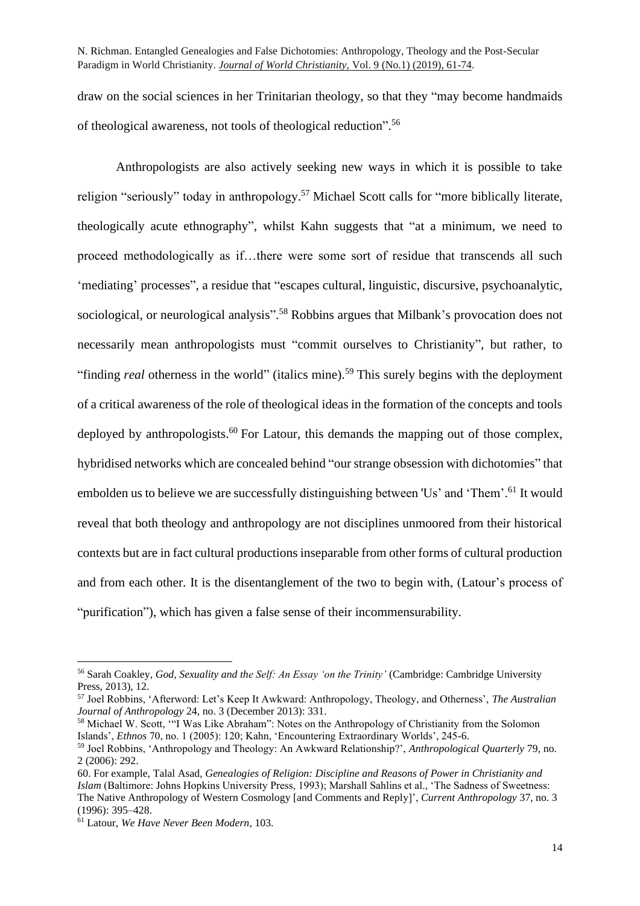draw on the social sciences in her Trinitarian theology, so that they "may become handmaids of theological awareness, not tools of theological reduction".[56]

Anthropologists are also actively seeking new ways in which it is possible to take religion "seriously" today in anthropology.[57] Michael Scott calls for "more biblically literate, theologically acute ethnography", whilst Kahn suggests that "at a minimum, we need to proceed methodologically as if…there were some sort of residue that transcends all such 'mediating' processes", a residue that "escapes cultural, linguistic, discursive, psychoanalytic, sociological, or neurological analysis".[58] Robbins argues that Milbank's provocation does not necessarily mean anthropologists must "commit ourselves to Christianity", but rather, to "finding *real* otherness in the world" (italics mine).[59] This surely begins with the deployment of a critical awareness of the role of theological ideas in the formation of the concepts and tools deployed by anthropologists.[60] For Latour, this demands the mapping out of those complex, hybridised networks which are concealed behind "our strange obsession with dichotomies" that embolden us to believe we are successfully distinguishing between 'Us' and 'Them'.[61] It would reveal that both theology and anthropology are not disciplines unmoored from their historical contexts but are in fact cultural productions inseparable from other forms of cultural production and from each other. It is the disentanglement of the two to begin with, (Latour's process of "purification"), which has given a false sense of their incommensurability.

---

[56] Sarah Coakley, *God, Sexuality and the Self: An Essay 'on the Trinity'* (Cambridge: Cambridge University Press, 2013), 12.

[57] Joel Robbins, 'Afterword: Let's Keep It Awkward: Anthropology, Theology, and Otherness', *The Australian Journal of Anthropology* 24, no. 3 (December 2013): 331.

[58] Michael W. Scott, '"I Was Like Abraham": Notes on the Anthropology of Christianity from the Solomon Islands', *Ethnos* 70, no. 1 (2005): 120; Kahn, 'Encountering Extraordinary Worlds', 245-6.

[59] Joel Robbins, 'Anthropology and Theology: An Awkward Relationship?', *Anthropological Quarterly* 79, no. 2 (2006): 292.

60. For example, Talal Asad, *Genealogies of Religion: Discipline and Reasons of Power in Christianity and Islam* (Baltimore: Johns Hopkins University Press, 1993); Marshall Sahlins et al., 'The Sadness of Sweetness: The Native Anthropology of Western Cosmology [and Comments and Reply]', *Current Anthropology* 37, no. 3 (1996): 395–428.

[61] Latour, *We Have Never Been Modern*, 103.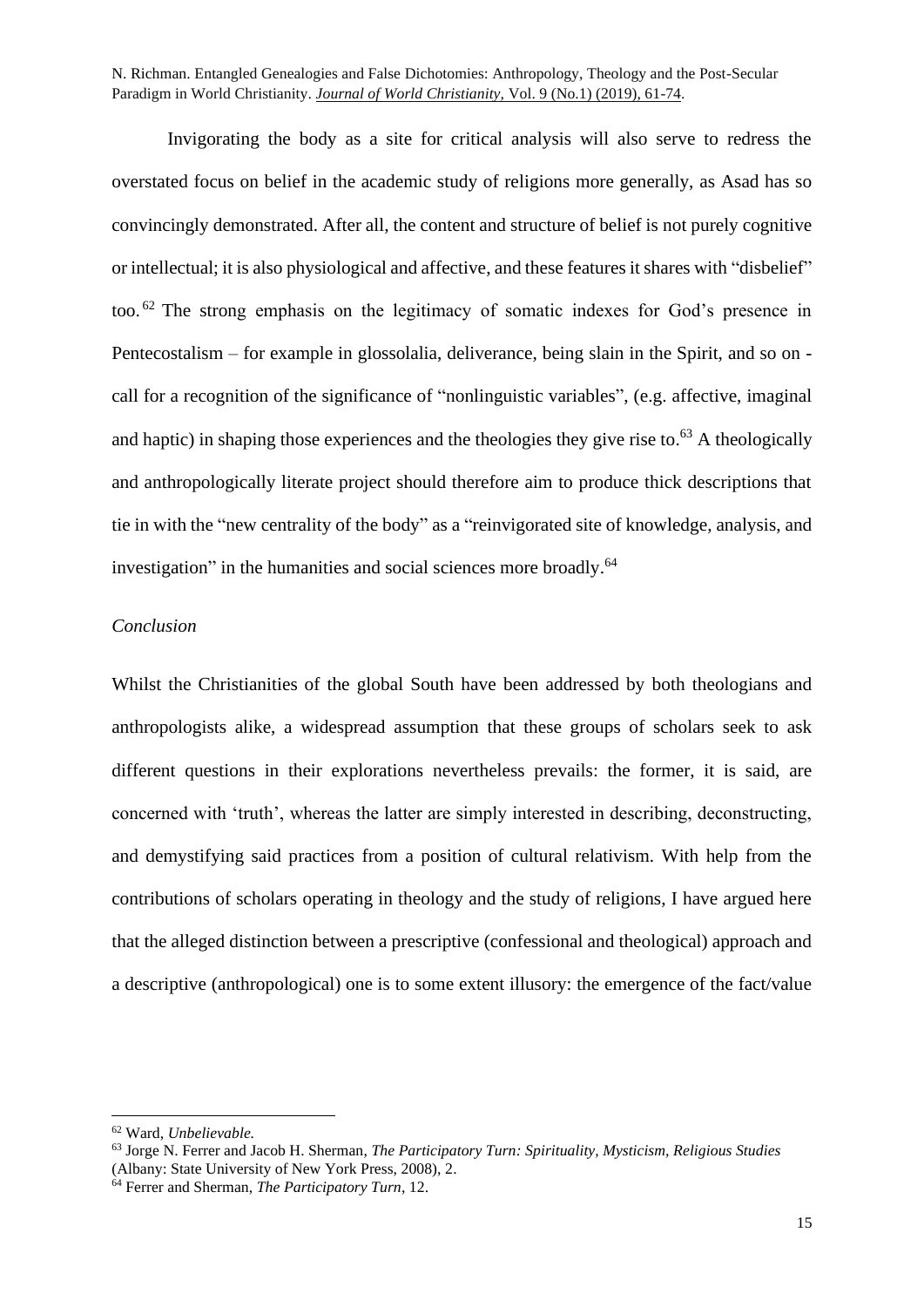Invigorating the body as a site for critical analysis will also serve to redress the overstated focus on belief in the academic study of religions more generally, as Asad has so convincingly demonstrated. After all, the content and structure of belief is not purely cognitive or intellectual; it is also physiological and affective, and these features it shares with "disbelief" too.[62] The strong emphasis on the legitimacy of somatic indexes for God's presence in Pentecostalism – for example in glossolalia, deliverance, being slain in the Spirit, and so on - call for a recognition of the significance of "nonlinguistic variables", (e.g. affective, imaginal and haptic) in shaping those experiences and the theologies they give rise to.[63] A theologically and anthropologically literate project should therefore aim to produce thick descriptions that tie in with the "new centrality of the body" as a "reinvigorated site of knowledge, analysis, and investigation" in the humanities and social sciences more broadly.[64]

*Conclusion*

Whilst the Christianities of the global South have been addressed by both theologians and anthropologists alike, a widespread assumption that these groups of scholars seek to ask different questions in their explorations nevertheless prevails: the former, it is said, are concerned with 'truth', whereas the latter are simply interested in describing, deconstructing, and demystifying said practices from a position of cultural relativism. With help from the contributions of scholars operating in theology and the study of religions, I have argued here that the alleged distinction between a prescriptive (confessional and theological) approach and a descriptive (anthropological) one is to some extent illusory: the emergence of the fact/value

---

[62] Ward, *Unbelievable.*

[63] Jorge N. Ferrer and Jacob H. Sherman, *The Participatory Turn: Spirituality, Mysticism, Religious Studies* (Albany: State University of New York Press, 2008), 2.

[64] Ferrer and Sherman, *The Participatory Turn*, 12.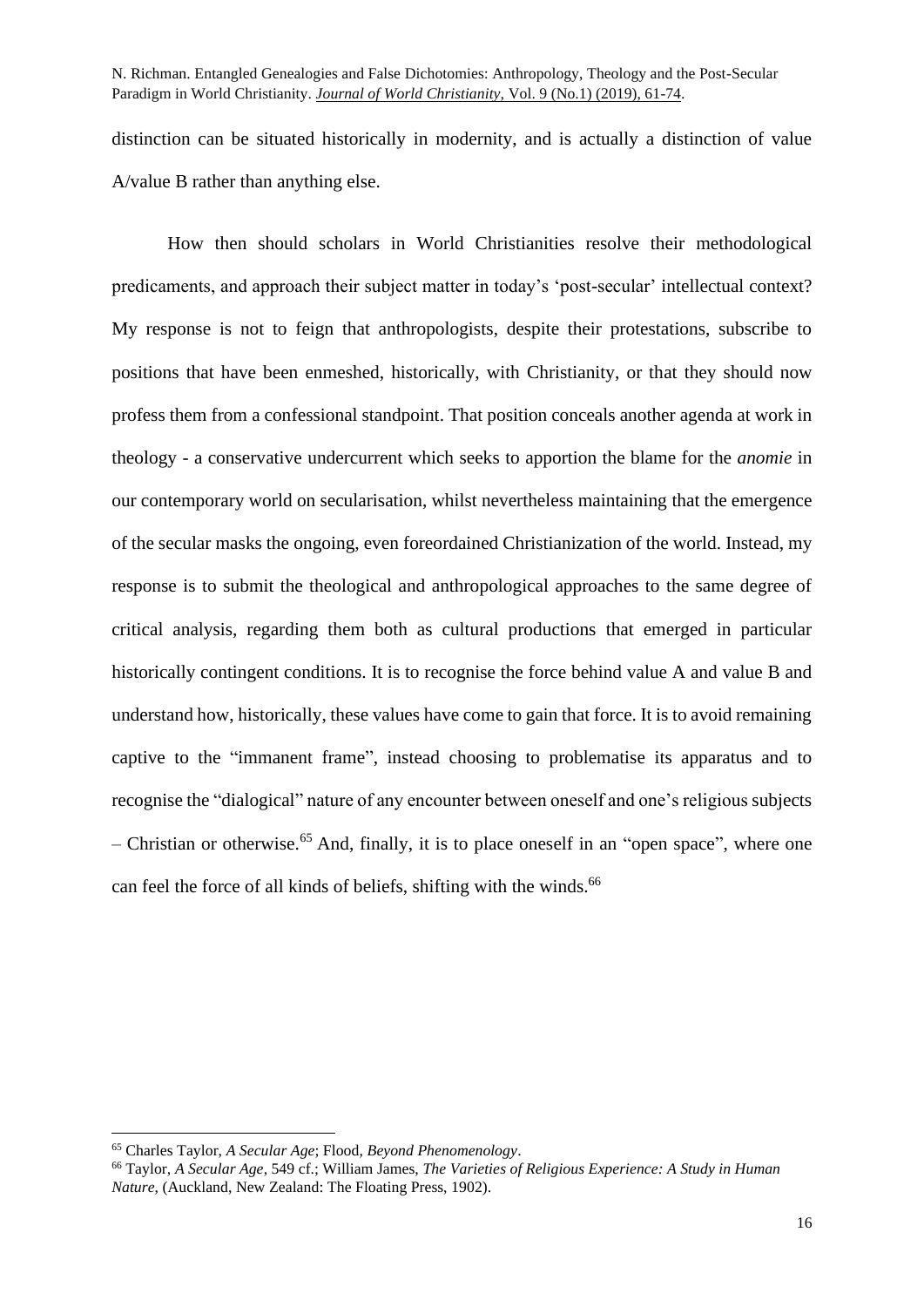distinction can be situated historically in modernity, and is actually a distinction of value A/value B rather than anything else.

How then should scholars in World Christianities resolve their methodological predicaments, and approach their subject matter in today's 'post-secular' intellectual context? My response is not to feign that anthropologists, despite their protestations, subscribe to positions that have been enmeshed, historically, with Christianity, or that they should now profess them from a confessional standpoint. That position conceals another agenda at work in theology - a conservative undercurrent which seeks to apportion the blame for the *anomie* in our contemporary world on secularisation, whilst nevertheless maintaining that the emergence of the secular masks the ongoing, even foreordained Christianization of the world. Instead, my response is to submit the theological and anthropological approaches to the same degree of critical analysis, regarding them both as cultural productions that emerged in particular historically contingent conditions. It is to recognise the force behind value A and value B and understand how, historically, these values have come to gain that force. It is to avoid remaining captive to the "immanent frame", instead choosing to problematise its apparatus and to recognise the "dialogical" nature of any encounter between oneself and one's religious subjects – Christian or otherwise.[65] And, finally, it is to place oneself in an "open space", where one can feel the force of all kinds of beliefs, shifting with the winds.[66]

---

[65] Charles Taylor, *A Secular Age*; Flood, *Beyond Phenomenology*.

[66] Taylor, *A Secular Age*, 549 cf.; William James, *The Varieties of Religious Experience: A Study in Human Nature*, (Auckland, New Zealand: The Floating Press, 1902).